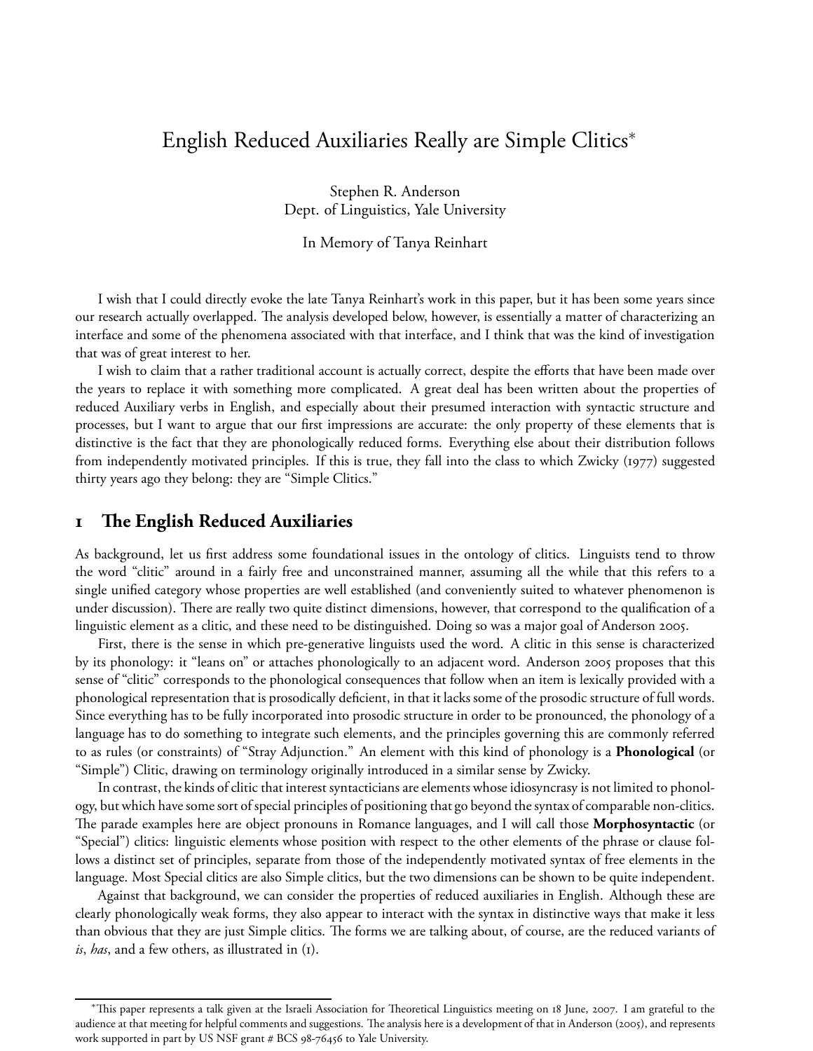# English Reduced Auxiliaries Really are Simple Clitics*

Stephen R. Anderson
Dept. of Linguistics, Yale University

In Memory of Tanya Reinhart

I wish that I could directly evoke the late Tanya Reinhart's work in this paper, but it has been some years since our research actually overlapped. The analysis developed below, however, is essentially a matter of characterizing an interface and some of the phenomena associated with that interface, and I think that was the kind of investigation that was of great interest to her.

I wish to claim that a rather traditional account is actually correct, despite the efforts that have been made over the years to replace it with something more complicated. A great deal has been written about the properties of reduced Auxiliary verbs in English, and especially about their presumed interaction with syntactic structure and processes, but I want to argue that our first impressions are accurate: the only property of these elements that is distinctive is the fact that they are phonologically reduced forms. Everything else about their distribution follows from independently motivated principles. If this is true, they fall into the class to which Zwicky (1977) suggested thirty years ago they belong: they are "Simple Clitics."

## 1 The English Reduced Auxiliaries

As background, let us first address some foundational issues in the ontology of clitics. Linguists tend to throw the word "clitic" around in a fairly free and unconstrained manner, assuming all the while that this refers to a single unified category whose properties are well established (and conveniently suited to whatever phenomenon is under discussion). There are really two quite distinct dimensions, however, that correspond to the qualification of a linguistic element as a clitic, and these need to be distinguished. Doing so was a major goal of Anderson 2005.

First, there is the sense in which pre-generative linguists used the word. A clitic in this sense is characterized by its phonology: it "leans on" or attaches phonologically to an adjacent word. Anderson 2005 proposes that this sense of "clitic" corresponds to the phonological consequences that follow when an item is lexically provided with a phonological representation that is prosodically deficient, in that it lacks some of the prosodic structure of full words. Since everything has to be fully incorporated into prosodic structure in order to be pronounced, the phonology of a language has to do something to integrate such elements, and the principles governing this are commonly referred to as rules (or constraints) of "Stray Adjunction." An element with this kind of phonology is a **Phonological** (or "Simple") Clitic, drawing on terminology originally introduced in a similar sense by Zwicky.

In contrast, the kinds of clitic that interest syntacticians are elements whose idiosyncrasy is not limited to phonology, but which have some sort of special principles of positioning that go beyond the syntax of comparable non-clitics. The parade examples here are object pronouns in Romance languages, and I will call those **Morphosyntactic** (or "Special") clitics: linguistic elements whose position with respect to the other elements of the phrase or clause follows a distinct set of principles, separate from those of the independently motivated syntax of free elements in the language. Most Special clitics are also Simple clitics, but the two dimensions can be shown to be quite independent.

Against that background, we can consider the properties of reduced auxiliaries in English. Although these are clearly phonologically weak forms, they also appear to interact with the syntax in distinctive ways that make it less than obvious that they are just Simple clitics. The forms we are talking about, of course, are the reduced variants of *is*, *has*, and a few others, as illustrated in (1).

---

*This paper represents a talk given at the Israeli Association for Theoretical Linguistics meeting on 18 June, 2007. I am grateful to the audience at that meeting for helpful comments and suggestions. The analysis here is a development of that in Anderson (2005), and represents work supported in part by US NSF grant # BCS 98-76456 to Yale University.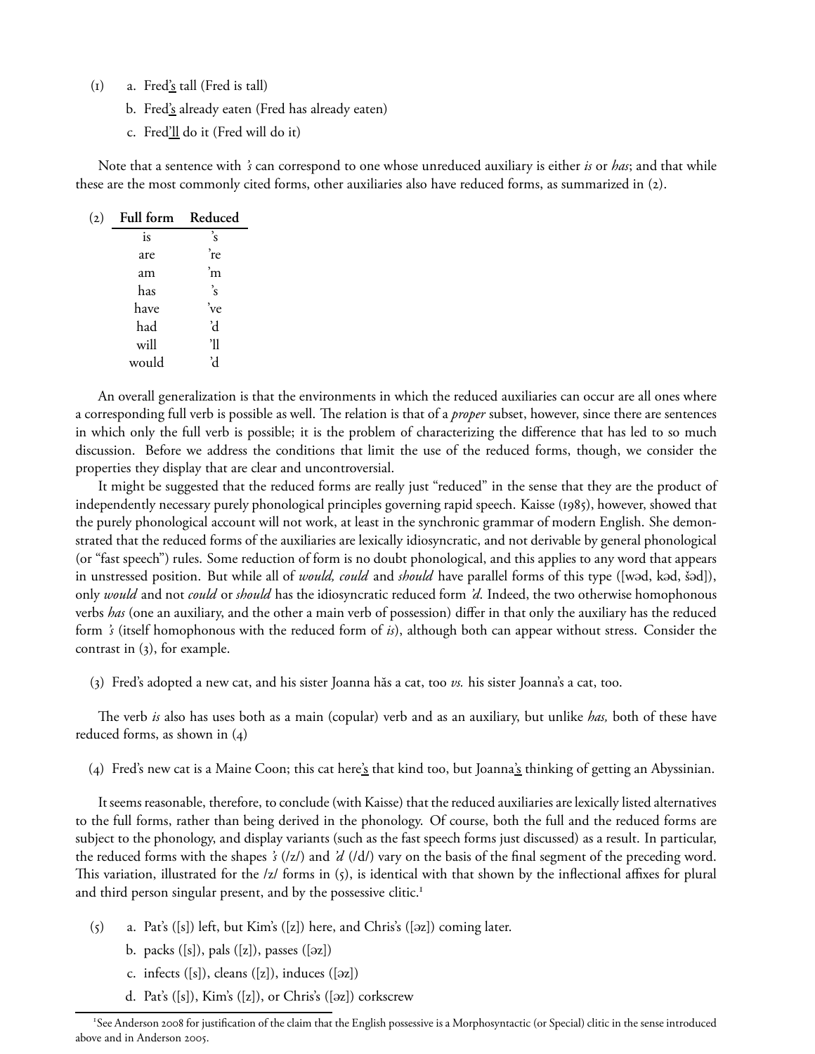(1) a. Fred<u>'s</u> tall (Fred is tall)

 b. Fred<u>'s</u> already eaten (Fred has already eaten)

 c. Fred<u>'ll</u> do it (Fred will do it)

Note that a sentence with *'s* can correspond to one whose unreduced auxiliary is either *is* or *has*; and that while these are the most commonly cited forms, other auxiliaries also have reduced forms, as summarized in (2).

(2)

| Full form | Reduced |
|---|---|
| is | 's |
| are | 're |
| am | 'm |
| has | 's |
| have | 've |
| had | 'd |
| will | 'll |
| would | 'd |

An overall generalization is that the environments in which the reduced auxiliaries can occur are all ones where a corresponding full verb is possible as well. The relation is that of a *proper* subset, however, since there are sentences in which only the full verb is possible; it is the problem of characterizing the difference that has led to so much discussion. Before we address the conditions that limit the use of the reduced forms, though, we consider the properties they display that are clear and uncontroversial.

It might be suggested that the reduced forms are really just "reduced" in the sense that they are the product of independently necessary purely phonological principles governing rapid speech. Kaisse (1985), however, showed that the purely phonological account will not work, at least in the synchronic grammar of modern English. She demonstrated that the reduced forms of the auxiliaries are lexically idiosyncratic, and not derivable by general phonological (or "fast speech") rules. Some reduction of form is no doubt phonological, and this applies to any word that appears in unstressed position. But while all of *would, could* and *should* have parallel forms of this type ([wəd, kəd, šəd]), only *would* and not *could* or *should* has the idiosyncratic reduced form *'d*. Indeed, the two otherwise homophonous verbs *has* (one an auxiliary, and the other a main verb of possession) differ in that only the auxiliary has the reduced form *'s* (itself homophonous with the reduced form of *is*), although both can appear without stress. Consider the contrast in (3), for example.

(3) Fred's adopted a new cat, and his sister Joanna hăs a cat, too *vs.* his sister Joanna's a cat, too.

The verb *is* also has uses both as a main (copular) verb and as an auxiliary, but unlike *has,* both of these have reduced forms, as shown in (4)

(4) Fred's new cat is a Maine Coon; this cat here<u>'s</u> that kind too, but Joanna<u>'s</u> thinking of getting an Abyssinian.

It seems reasonable, therefore, to conclude (with Kaisse) that the reduced auxiliaries are lexically listed alternatives to the full forms, rather than being derived in the phonology. Of course, both the full and the reduced forms are subject to the phonology, and display variants (such as the fast speech forms just discussed) as a result. In particular, the reduced forms with the shapes *'s* (/z/) and *'d* (/d/) vary on the basis of the final segment of the preceding word. This variation, illustrated for the /z/ forms in (5), is identical with that shown by the inflectional affixes for plural and third person singular present, and by the possessive clitic.[1]

(5) a. Pat's ([s]) left, but Kim's ([z]) here, and Chris's ([əz]) coming later.

 b. packs ([s]), pals ([z]), passes ([əz])

 c. infects ([s]), cleans ([z]), induces ([əz])

 d. Pat's ([s]), Kim's ([z]), or Chris's ([əz]) corkscrew

[1] See Anderson 2008 for justification of the claim that the English possessive is a Morphosyntactic (or Special) clitic in the sense introduced above and in Anderson 2005.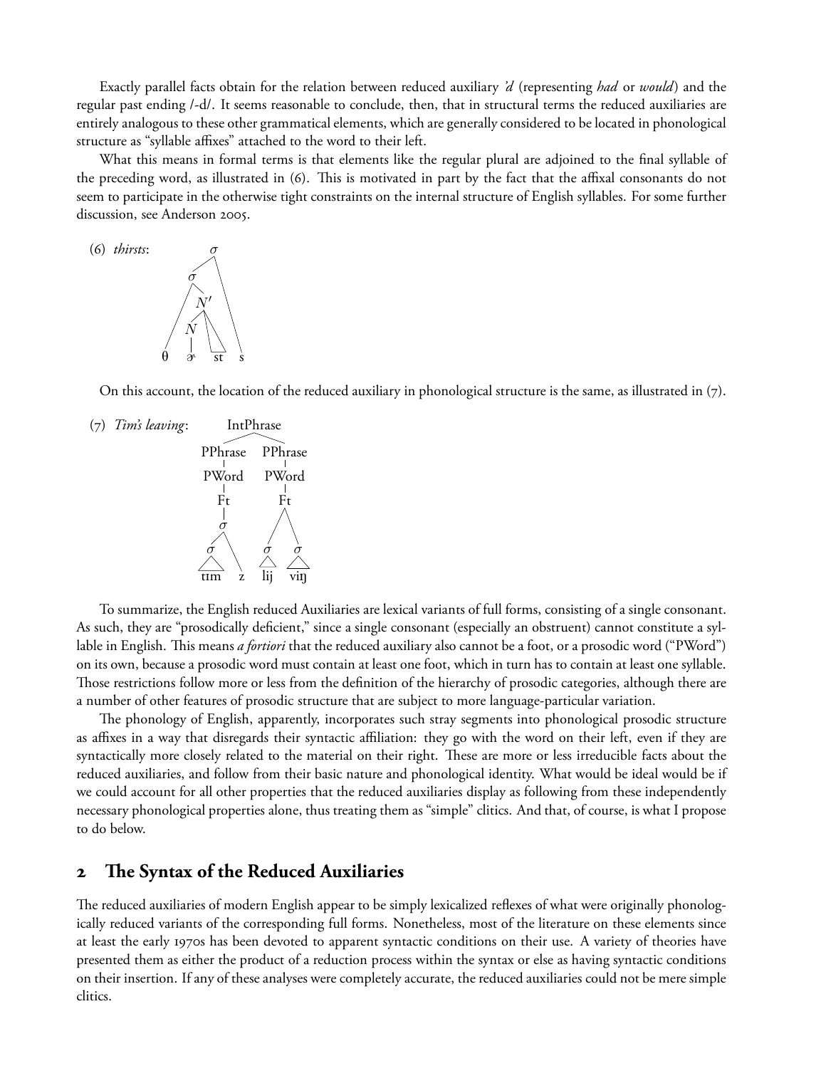Exactly parallel facts obtain for the relation between reduced auxiliary *'d* (representing *had* or *would*) and the regular past ending /-d/. It seems reasonable to conclude, then, that in structural terms the reduced auxiliaries are entirely analogous to these other grammatical elements, which are generally considered to be located in phonological structure as "syllable affixes" attached to the word to their left.

What this means in formal terms is that elements like the regular plural are adjoined to the final syllable of the preceding word, as illustrated in (6). This is motivated in part by the fact that the affixal consonants do not seem to participate in the otherwise tight constraints on the internal structure of English syllables. For some further discussion, see Anderson 2005.

(6) *thirsts*:

```
        σ
       / \
      σ   \
     / \   \
    /   N'  \
   /   / \   \
  /   N   \   \
 /    |    \   \
θ     ɚ    st   s
```

On this account, the location of the reduced auxiliary in phonological structure is the same, as illustrated in (7).

(7) *Tim's leaving*:

```
            IntPhrase
           /         \
      PPhrase       PPhrase
         |             |
       PWord         PWord
         |             |
        Ft            Ft
         |           /  \
         σ          σ    σ
        / \         |    |
       σ   \       lij  viŋ
       |    \
      tɪm    z
```

To summarize, the English reduced Auxiliaries are lexical variants of full forms, consisting of a single consonant. As such, they are "prosodically deficient," since a single consonant (especially an obstruent) cannot constitute a syllable in English. This means *a fortiori* that the reduced auxiliary also cannot be a foot, or a prosodic word ("PWord") on its own, because a prosodic word must contain at least one foot, which in turn has to contain at least one syllable. Those restrictions follow more or less from the definition of the hierarchy of prosodic categories, although there are a number of other features of prosodic structure that are subject to more language-particular variation.

The phonology of English, apparently, incorporates such stray segments into phonological prosodic structure as affixes in a way that disregards their syntactic affiliation: they go with the word on their left, even if they are syntactically more closely related to the material on their right. These are more or less irreducible facts about the reduced auxiliaries, and follow from their basic nature and phonological identity. What would be ideal would be if we could account for all other properties that the reduced auxiliaries display as following from these independently necessary phonological properties alone, thus treating them as "simple" clitics. And that, of course, is what I propose to do below.

## 2 The Syntax of the Reduced Auxiliaries

The reduced auxiliaries of modern English appear to be simply lexicalized reflexes of what were originally phonologically reduced variants of the corresponding full forms. Nonetheless, most of the literature on these elements since at least the early 1970s has been devoted to apparent syntactic conditions on their use. A variety of theories have presented them as either the product of a reduction process within the syntax or else as having syntactic conditions on their insertion. If any of these analyses were completely accurate, the reduced auxiliaries could not be mere simple clitics.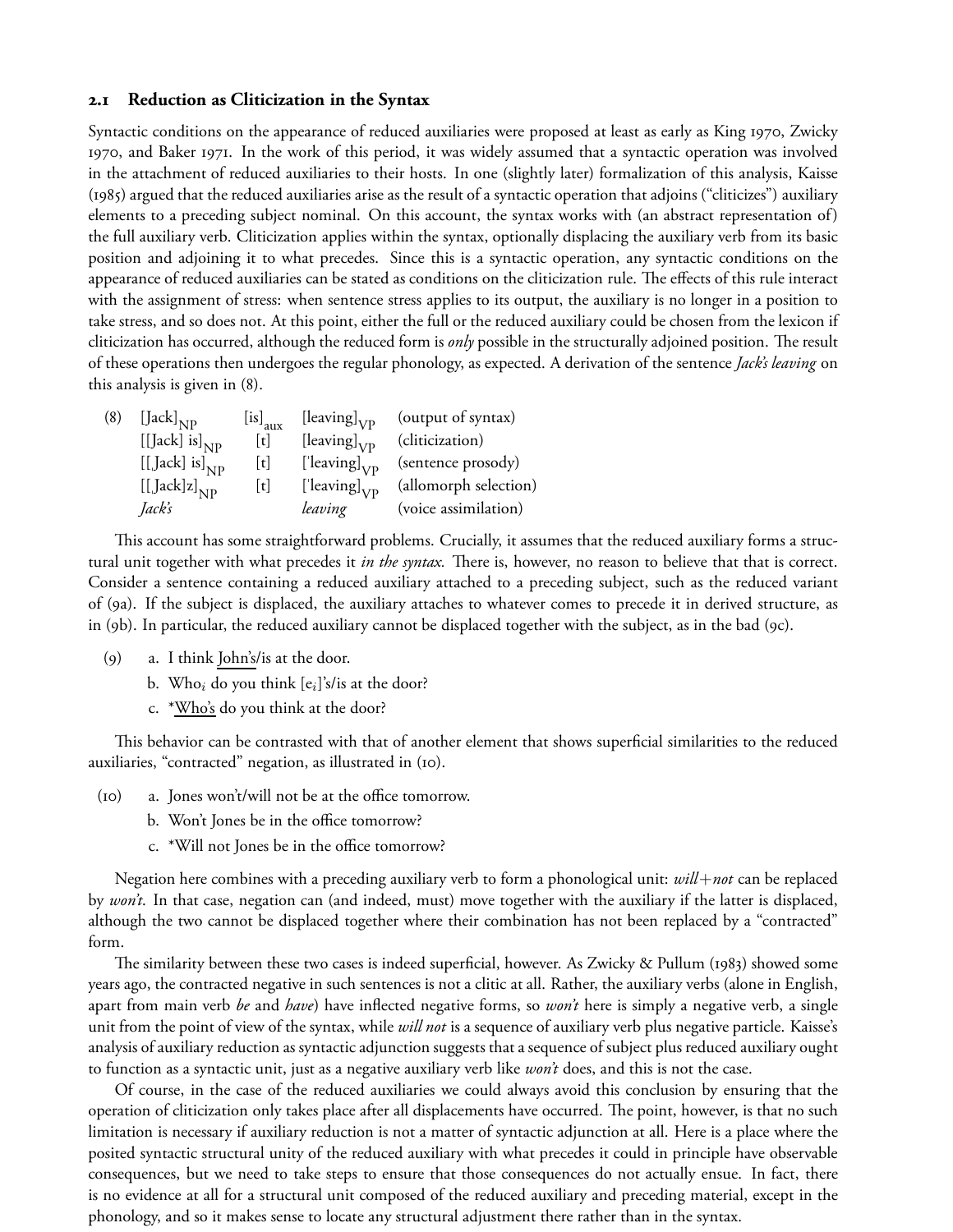### 2.1 Reduction as Cliticization in the Syntax

Syntactic conditions on the appearance of reduced auxiliaries were proposed at least as early as King 1970, Zwicky 1970, and Baker 1971. In the work of this period, it was widely assumed that a syntactic operation was involved in the attachment of reduced auxiliaries to their hosts. In one (slightly later) formalization of this analysis, Kaisse (1985) argued that the reduced auxiliaries arise as the result of a syntactic operation that adjoins ("cliticizes") auxiliary elements to a preceding subject nominal. On this account, the syntax works with (an abstract representation of) the full auxiliary verb. Cliticization applies within the syntax, optionally displacing the auxiliary verb from its basic position and adjoining it to what precedes. Since this is a syntactic operation, any syntactic conditions on the appearance of reduced auxiliaries can be stated as conditions on the cliticization rule. The effects of this rule interact with the assignment of stress: when sentence stress applies to its output, the auxiliary is no longer in a position to take stress, and so does not. At this point, either the full or the reduced auxiliary could be chosen from the lexicon if cliticization has occurred, although the reduced form is *only* possible in the structurally adjoined position. The result of these operations then undergoes the regular phonology, as expected. A derivation of the sentence *Jack's leaving* on this analysis is given in (8).

(8)

| | | | |
|---|---|---|---|
| $[\text{Jack}]_{NP}$ | $[\text{is}]_{aux}$ | $[\text{leaving}]_{VP}$ | (output of syntax) |
| $[[\text{Jack}]\ \text{is}]_{NP}$ | [t] | $[\text{leaving}]_{VP}$ | (cliticization) |
| $[[\text{ˌJack}]\ \text{is}]_{NP}$ | [t] | $[\text{ˈleaving}]_{VP}$ | (sentence prosody) |
| $[[\text{ˌJack}]\text{z}]_{NP}$ | [t] | $[\text{ˈleaving}]_{VP}$ | (allomorph selection) |
| *Jack's* | | *leaving* | (voice assimilation) |

This account has some straightforward problems. Crucially, it assumes that the reduced auxiliary forms a structural unit together with what precedes it *in the syntax.* There is, however, no reason to believe that that is correct. Consider a sentence containing a reduced auxiliary attached to a preceding subject, such as the reduced variant of (9a). If the subject is displaced, the auxiliary attaches to whatever comes to precede it in derived structure, as in (9b). In particular, the reduced auxiliary cannot be displaced together with the subject, as in the bad (9c).

(9)
a. I think <u>John's</u>/is at the door.
b. Who$_i$ do you think [e$_i$]'s/is at the door?
c. *<u>Who's</u> do you think at the door?

This behavior can be contrasted with that of another element that shows superficial similarities to the reduced auxiliaries, "contracted" negation, as illustrated in (10).

(10)
a. Jones won't/will not be at the office tomorrow.
b. Won't Jones be in the office tomorrow?
c. *Will not Jones be in the office tomorrow?

Negation here combines with a preceding auxiliary verb to form a phonological unit: *will*+*not* can be replaced by *won't*. In that case, negation can (and indeed, must) move together with the auxiliary if the latter is displaced, although the two cannot be displaced together where their combination has not been replaced by a "contracted" form.

The similarity between these two cases is indeed superficial, however. As Zwicky & Pullum (1983) showed some years ago, the contracted negative in such sentences is not a clitic at all. Rather, the auxiliary verbs (alone in English, apart from main verb *be* and *have*) have inflected negative forms, so *won't* here is simply a negative verb, a single unit from the point of view of the syntax, while *will not* is a sequence of auxiliary verb plus negative particle. Kaisse's analysis of auxiliary reduction as syntactic adjunction suggests that a sequence of subject plus reduced auxiliary ought to function as a syntactic unit, just as a negative auxiliary verb like *won't* does, and this is not the case.

Of course, in the case of the reduced auxiliaries we could always avoid this conclusion by ensuring that the operation of cliticization only takes place after all displacements have occurred. The point, however, is that no such limitation is necessary if auxiliary reduction is not a matter of syntactic adjunction at all. Here is a place where the posited syntactic structural unity of the reduced auxiliary with what precedes it could in principle have observable consequences, but we need to take steps to ensure that those consequences do not actually ensue. In fact, there is no evidence at all for a structural unit composed of the reduced auxiliary and preceding material, except in the phonology, and so it makes sense to locate any structural adjustment there rather than in the syntax.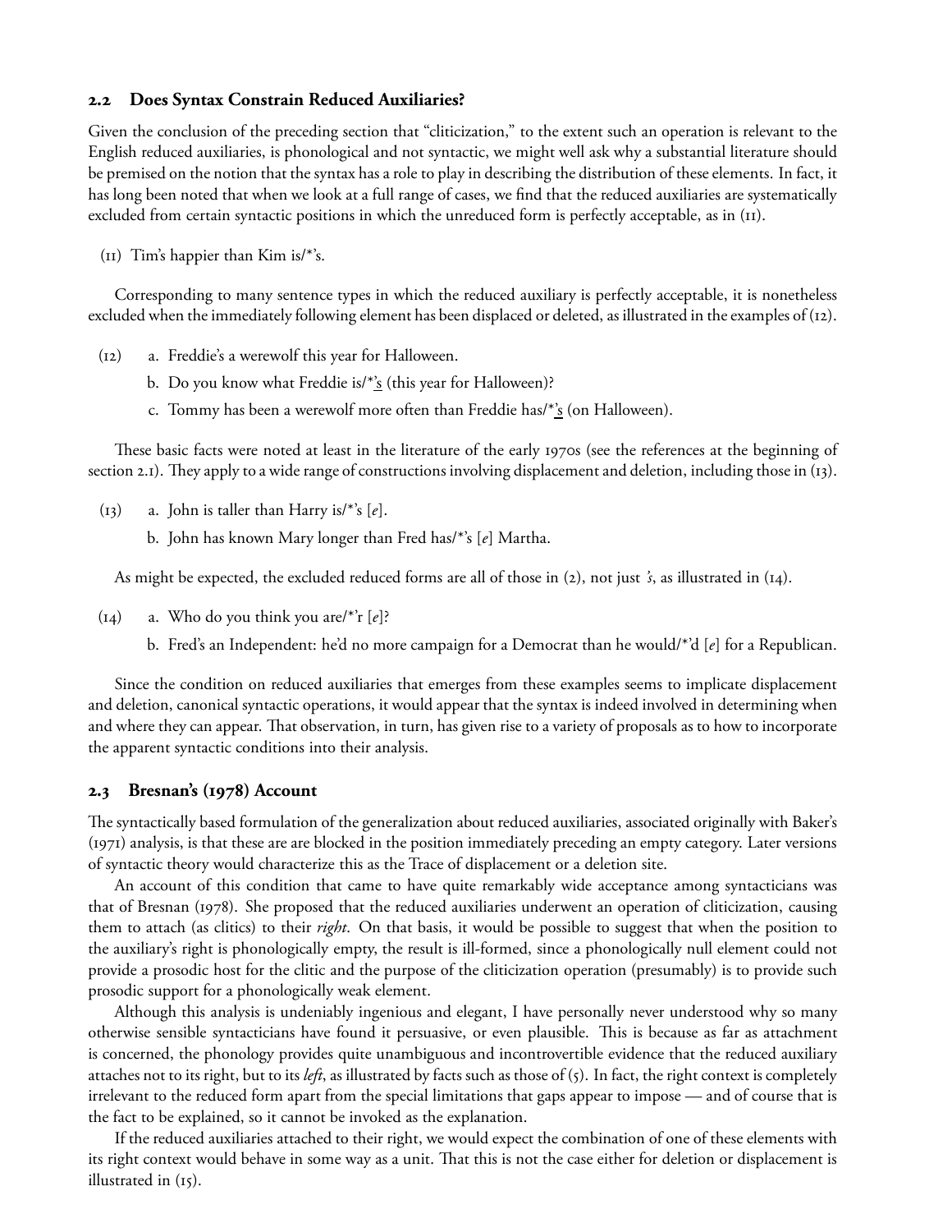### 2.2 Does Syntax Constrain Reduced Auxiliaries?

Given the conclusion of the preceding section that "cliticization," to the extent such an operation is relevant to the English reduced auxiliaries, is phonological and not syntactic, we might well ask why a substantial literature should be premised on the notion that the syntax has a role to play in describing the distribution of these elements. In fact, it has long been noted that when we look at a full range of cases, we find that the reduced auxiliaries are systematically excluded from certain syntactic positions in which the unreduced form is perfectly acceptable, as in (11).

(11) Tim's happier than Kim is/*'s.

Corresponding to many sentence types in which the reduced auxiliary is perfectly acceptable, it is nonetheless excluded when the immediately following element has been displaced or deleted, as illustrated in the examples of (12).

(12)
a. Freddie's a werewolf this year for Halloween.
b. Do you know what Freddie is/*<u>'s</u> (this year for Halloween)?
c. Tommy has been a werewolf more often than Freddie has/*<u>'s</u> (on Halloween).

These basic facts were noted at least in the literature of the early 1970s (see the references at the beginning of section 2.1). They apply to a wide range of constructions involving displacement and deletion, including those in (13).

(13)
a. John is taller than Harry is/*'s [*e*].
b. John has known Mary longer than Fred has/*'s [*e*] Martha.

As might be expected, the excluded reduced forms are all of those in (2), not just *'s*, as illustrated in (14).

(14)
a. Who do you think you are/*'r [*e*]?
b. Fred's an Independent: he'd no more campaign for a Democrat than he would/*'d [*e*] for a Republican.

Since the condition on reduced auxiliaries that emerges from these examples seems to implicate displacement and deletion, canonical syntactic operations, it would appear that the syntax is indeed involved in determining when and where they can appear. That observation, in turn, has given rise to a variety of proposals as to how to incorporate the apparent syntactic conditions into their analysis.

### 2.3 Bresnan's (1978) Account

The syntactically based formulation of the generalization about reduced auxiliaries, associated originally with Baker's (1971) analysis, is that these are are blocked in the position immediately preceding an empty category. Later versions of syntactic theory would characterize this as the Trace of displacement or a deletion site.

An account of this condition that came to have quite remarkably wide acceptance among syntacticians was that of Bresnan (1978). She proposed that the reduced auxiliaries underwent an operation of cliticization, causing them to attach (as clitics) to their *right*. On that basis, it would be possible to suggest that when the position to the auxiliary's right is phonologically empty, the result is ill-formed, since a phonologically null element could not provide a prosodic host for the clitic and the purpose of the cliticization operation (presumably) is to provide such prosodic support for a phonologically weak element.

Although this analysis is undeniably ingenious and elegant, I have personally never understood why so many otherwise sensible syntacticians have found it persuasive, or even plausible. This is because as far as attachment is concerned, the phonology provides quite unambiguous and incontrovertible evidence that the reduced auxiliary attaches not to its right, but to its *left*, as illustrated by facts such as those of (5). In fact, the right context is completely irrelevant to the reduced form apart from the special limitations that gaps appear to impose — and of course that is the fact to be explained, so it cannot be invoked as the explanation.

If the reduced auxiliaries attached to their right, we would expect the combination of one of these elements with its right context would behave in some way as a unit. That this is not the case either for deletion or displacement is illustrated in (15).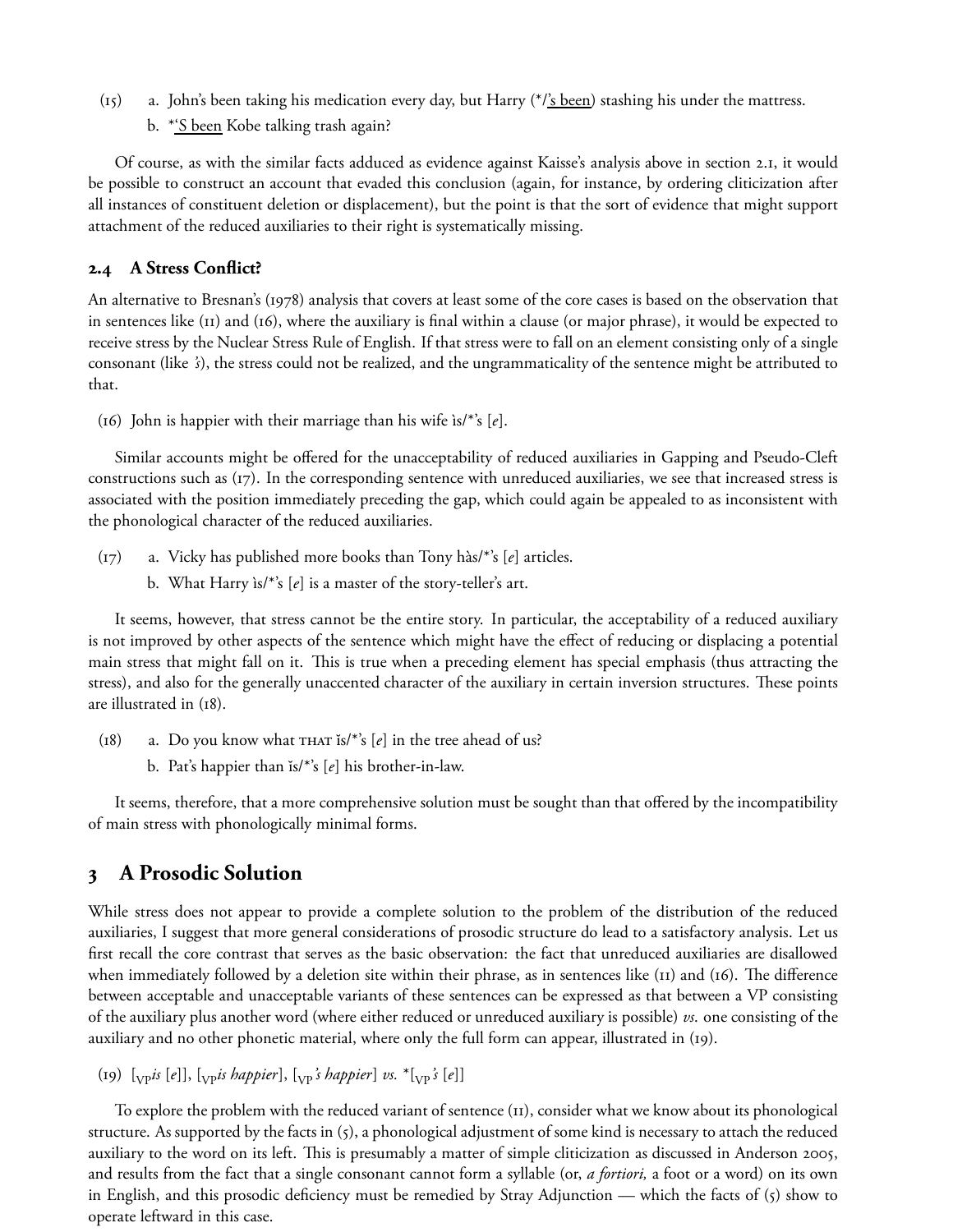(15) a. John's been taking his medication every day, but Harry (*/'s been) stashing his under the mattress.

b. *'S been Kobe talking trash again?

Of course, as with the similar facts adduced as evidence against Kaisse's analysis above in section 2.1, it would be possible to construct an account that evaded this conclusion (again, for instance, by ordering cliticization after all instances of constituent deletion or displacement), but the point is that the sort of evidence that might support attachment of the reduced auxiliaries to their right is systematically missing.

### 2.4 A Stress Conflict?

An alternative to Bresnan's (1978) analysis that covers at least some of the core cases is based on the observation that in sentences like (11) and (16), where the auxiliary is final within a clause (or major phrase), it would be expected to receive stress by the Nuclear Stress Rule of English. If that stress were to fall on an element consisting only of a single consonant (like *'s*), the stress could not be realized, and the ungrammaticality of the sentence might be attributed to that.

(16) John is happier with their marriage than his wife ìs/*'s [*e*].

Similar accounts might be offered for the unacceptability of reduced auxiliaries in Gapping and Pseudo-Cleft constructions such as (17). In the corresponding sentence with unreduced auxiliaries, we see that increased stress is associated with the position immediately preceding the gap, which could again be appealed to as inconsistent with the phonological character of the reduced auxiliaries.

(17) a. Vicky has published more books than Tony hàs/*'s [*e*] articles.

b. What Harry ìs/*'s [*e*] is a master of the story-teller's art.

It seems, however, that stress cannot be the entire story. In particular, the acceptability of a reduced auxiliary is not improved by other aspects of the sentence which might have the effect of reducing or displacing a potential main stress that might fall on it. This is true when a preceding element has special emphasis (thus attracting the stress), and also for the generally unaccented character of the auxiliary in certain inversion structures. These points are illustrated in (18).

(18) a. Do you know what THAT ĭs/*'s [*e*] in the tree ahead of us?

b. Pat's happier than ĭs/*'s [*e*] his brother-in-law.

It seems, therefore, that a more comprehensive solution must be sought than that offered by the incompatibility of main stress with phonologically minimal forms.

## 3 A Prosodic Solution

While stress does not appear to provide a complete solution to the problem of the distribution of the reduced auxiliaries, I suggest that more general considerations of prosodic structure do lead to a satisfactory analysis. Let us first recall the core contrast that serves as the basic observation: the fact that unreduced auxiliaries are disallowed when immediately followed by a deletion site within their phrase, as in sentences like (11) and (16). The difference between acceptable and unacceptable variants of these sentences can be expressed as that between a VP consisting of the auxiliary plus another word (where either reduced or unreduced auxiliary is possible) *vs.* one consisting of the auxiliary and no other phonetic material, where only the full form can appear, illustrated in (19).

(19) [$_{\text{VP}}$*is* [*e*]], [$_{\text{VP}}$*is happier*], [$_{\text{VP}}$*'s happier*] *vs.* *[$_{\text{VP}}$*'s* [*e*]]

To explore the problem with the reduced variant of sentence (11), consider what we know about its phonological structure. As supported by the facts in (5), a phonological adjustment of some kind is necessary to attach the reduced auxiliary to the word on its left. This is presumably a matter of simple cliticization as discussed in Anderson 2005, and results from the fact that a single consonant cannot form a syllable (or, *a fortiori,* a foot or a word) on its own in English, and this prosodic deficiency must be remedied by Stray Adjunction — which the facts of (5) show to operate leftward in this case.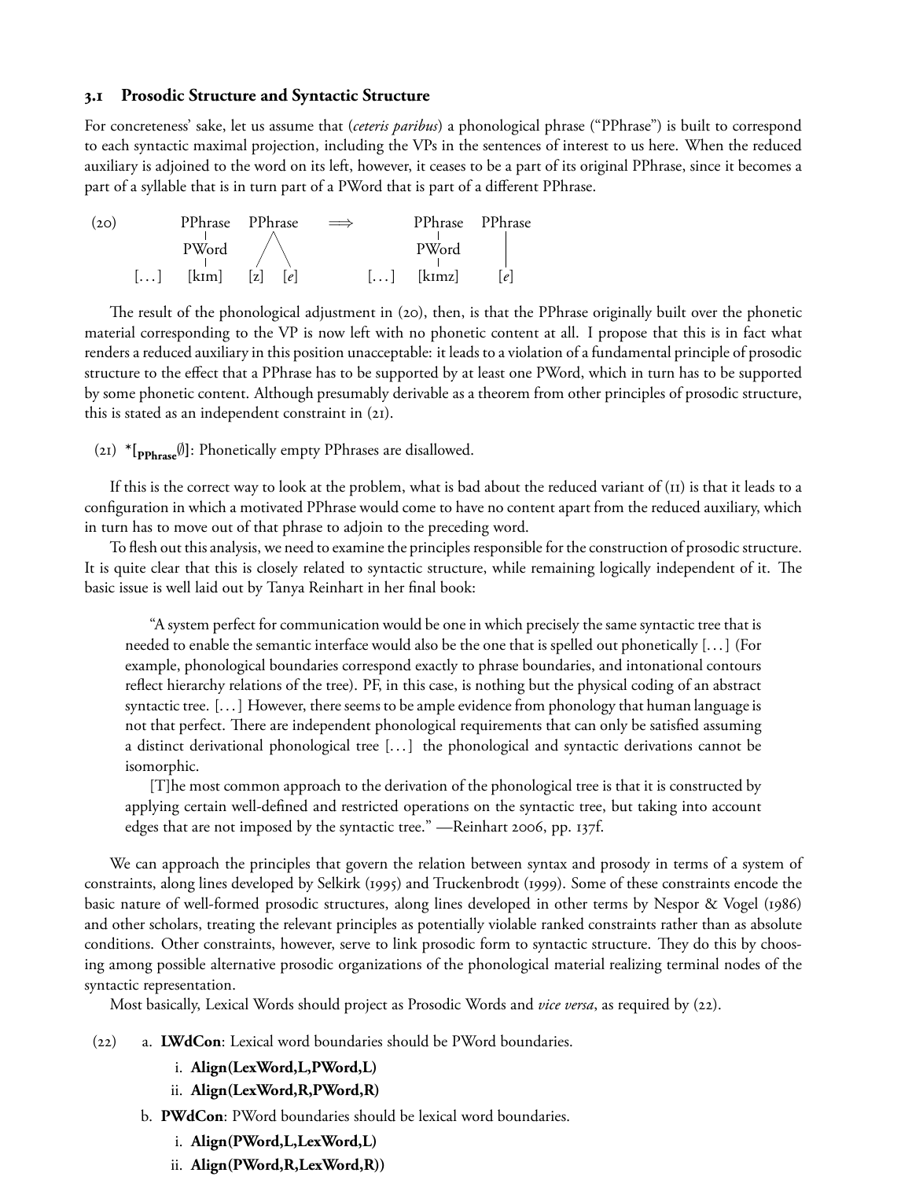### 3.1 Prosodic Structure and Syntactic Structure

For concreteness' sake, let us assume that (*ceteris paribus*) a phonological phrase ("PPhrase") is built to correspond to each syntactic maximal projection, including the VPs in the sentences of interest to us here. When the reduced auxiliary is adjoined to the word on its left, however, it ceases to be a part of its original PPhrase, since it becomes a part of a syllable that is in turn part of a PWord that is part of a different PPhrase.

```
(20)          PPhrase   PPhrase      ⟹          PPhrase   PPhrase
                 |        /\                       |         |
               PWord     /  \                    PWord       |
                 |      /    \                     |         |
      [...]    [kɪm]   [z]   [e]       [...]    [kɪmz]      [e]
```

The result of the phonological adjustment in (20), then, is that the PPhrase originally built over the phonetic material corresponding to the VP is now left with no phonetic content at all. I propose that this is in fact what renders a reduced auxiliary in this position unacceptable: it leads to a violation of a fundamental principle of prosodic structure to the effect that a PPhrase has to be supported by at least one PWord, which in turn has to be supported by some phonetic content. Although presumably derivable as a theorem from other principles of prosodic structure, this is stated as an independent constraint in (21).

(21) **\*[$_{\text{PPhrase}}$∅]**: Phonetically empty PPhrases are disallowed.

If this is the correct way to look at the problem, what is bad about the reduced variant of (11) is that it leads to a configuration in which a motivated PPhrase would come to have no content apart from the reduced auxiliary, which in turn has to move out of that phrase to adjoin to the preceding word.

To flesh out this analysis, we need to examine the principles responsible for the construction of prosodic structure. It is quite clear that this is closely related to syntactic structure, while remaining logically independent of it. The basic issue is well laid out by Tanya Reinhart in her final book:

> "A system perfect for communication would be one in which precisely the same syntactic tree that is needed to enable the semantic interface would also be the one that is spelled out phonetically [...] (For example, phonological boundaries correspond exactly to phrase boundaries, and intonational contours reflect hierarchy relations of the tree). PF, in this case, is nothing but the physical coding of an abstract syntactic tree. [...] However, there seems to be ample evidence from phonology that human language is not that perfect. There are independent phonological requirements that can only be satisfied assuming a distinct derivational phonological tree [...] the phonological and syntactic derivations cannot be isomorphic.
>
> [T]he most common approach to the derivation of the phonological tree is that it is constructed by applying certain well-defined and restricted operations on the syntactic tree, but taking into account edges that are not imposed by the syntactic tree." —Reinhart 2006, pp. 137f.

We can approach the principles that govern the relation between syntax and prosody in terms of a system of constraints, along lines developed by Selkirk (1995) and Truckenbrodt (1999). Some of these constraints encode the basic nature of well-formed prosodic structures, along lines developed in other terms by Nespor & Vogel (1986) and other scholars, treating the relevant principles as potentially violable ranked constraints rather than as absolute conditions. Other constraints, however, serve to link prosodic form to syntactic structure. They do this by choosing among possible alternative prosodic organizations of the phonological material realizing terminal nodes of the syntactic representation.

Most basically, Lexical Words should project as Prosodic Words and *vice versa*, as required by (22).

(22)
- a. **LWdCon**: Lexical word boundaries should be PWord boundaries.
  - i. **Align(LexWord,L,PWord,L)**
  - ii. **Align(LexWord,R,PWord,R)**
- b. **PWdCon**: PWord boundaries should be lexical word boundaries.
  - i. **Align(PWord,L,LexWord,L)**
  - ii. **Align(PWord,R,LexWord,R))**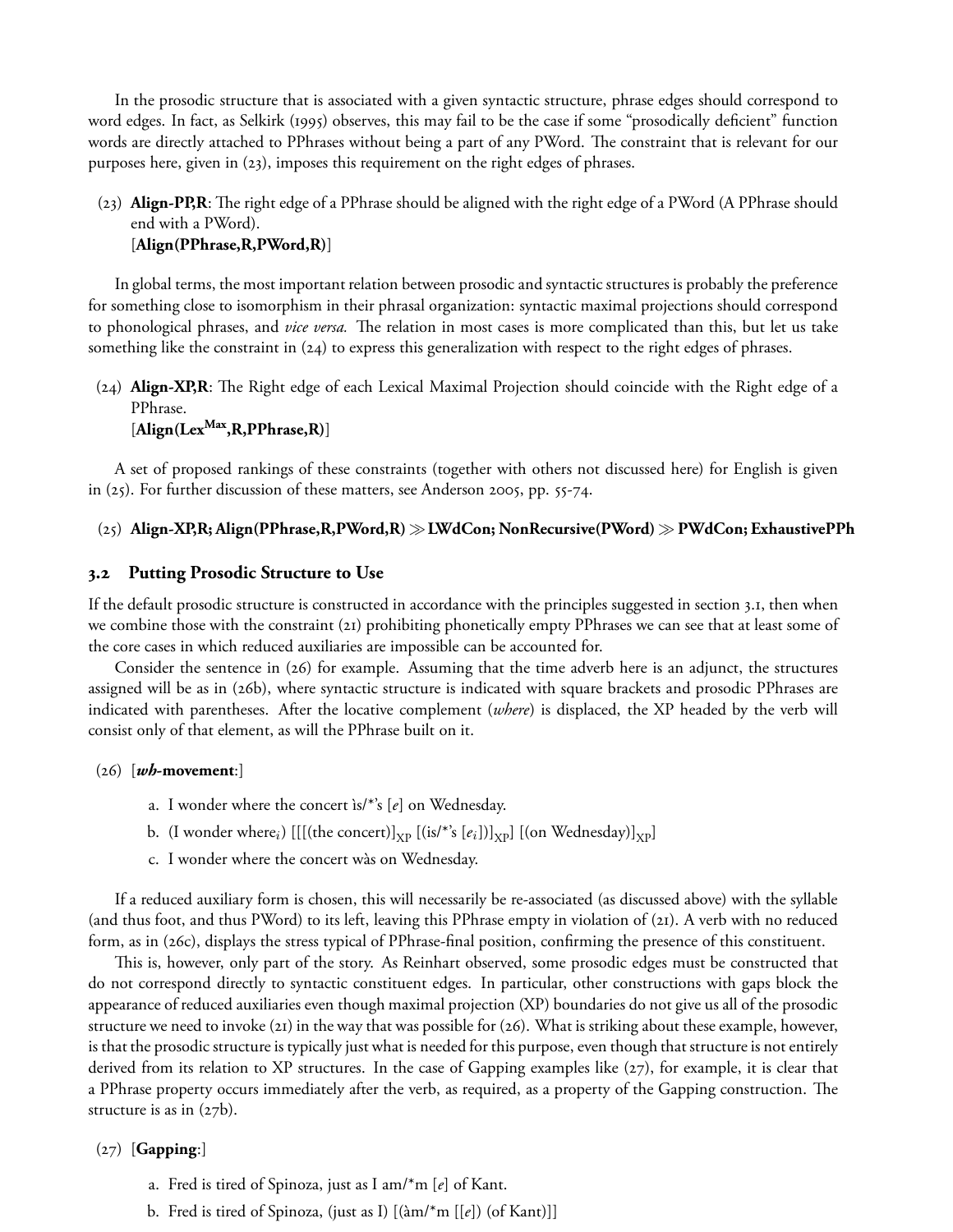In the prosodic structure that is associated with a given syntactic structure, phrase edges should correspond to word edges. In fact, as Selkirk (1995) observes, this may fail to be the case if some "prosodically deficient" function words are directly attached to PPhrases without being a part of any PWord. The constraint that is relevant for our purposes here, given in (23), imposes this requirement on the right edges of phrases.

(23) **Align-PP,R**: The right edge of a PPhrase should be aligned with the right edge of a PWord (A PPhrase should end with a PWord).
[**Align(PPhrase,R,PWord,R)**]

In global terms, the most important relation between prosodic and syntactic structures is probably the preference for something close to isomorphism in their phrasal organization: syntactic maximal projections should correspond to phonological phrases, and *vice versa.* The relation in most cases is more complicated than this, but let us take something like the constraint in (24) to express this generalization with respect to the right edges of phrases.

(24) **Align-XP,R**: The Right edge of each Lexical Maximal Projection should coincide with the Right edge of a PPhrase.
[**Align(Lex$^{\mathbf{Max}}$,R,PPhrase,R)**]

A set of proposed rankings of these constraints (together with others not discussed here) for English is given in (25). For further discussion of these matters, see Anderson 2005, pp. 55-74.

(25) **Align-XP,R; Align(PPhrase,R,PWord,R) ≫ LWdCon; NonRecursive(PWord) ≫ PWdCon; ExhaustivePPh**

### 3.2 Putting Prosodic Structure to Use

If the default prosodic structure is constructed in accordance with the principles suggested in section 3.1, then when we combine those with the constraint (21) prohibiting phonetically empty PPhrases we can see that at least some of the core cases in which reduced auxiliaries are impossible can be accounted for.

Consider the sentence in (26) for example. Assuming that the time adverb here is an adjunct, the structures assigned will be as in (26b), where syntactic structure is indicated with square brackets and prosodic PPhrases are indicated with parentheses. After the locative complement (*where*) is displaced, the XP headed by the verb will consist only of that element, as will the PPhrase built on it.

(26) [***wh*-movement**:]

a. I wonder where the concert ìs/*'s [*e*] on Wednesday.

b. (I wonder where$_i$) [[[(the concert)]$_{\mathrm{XP}}$ [(is/*'s [$e_i$])]$_{\mathrm{XP}}$] [(on Wednesday)]$_{\mathrm{XP}}$]

c. I wonder where the concert wàs on Wednesday.

If a reduced auxiliary form is chosen, this will necessarily be re-associated (as discussed above) with the syllable (and thus foot, and thus PWord) to its left, leaving this PPhrase empty in violation of (21). A verb with no reduced form, as in (26c), displays the stress typical of PPhrase-final position, confirming the presence of this constituent.

This is, however, only part of the story. As Reinhart observed, some prosodic edges must be constructed that do not correspond directly to syntactic constituent edges. In particular, other constructions with gaps block the appearance of reduced auxiliaries even though maximal projection (XP) boundaries do not give us all of the prosodic structure we need to invoke (21) in the way that was possible for (26). What is striking about these example, however, is that the prosodic structure is typically just what is needed for this purpose, even though that structure is not entirely derived from its relation to XP structures. In the case of Gapping examples like (27), for example, it is clear that a PPhrase property occurs immediately after the verb, as required, as a property of the Gapping construction. The structure is as in (27b).

(27) [**Gapping**:]

a. Fred is tired of Spinoza, just as I am/*m [*e*] of Kant.

b. Fred is tired of Spinoza, (just as I) [(àm/*m [[*e*]) (of Kant)]]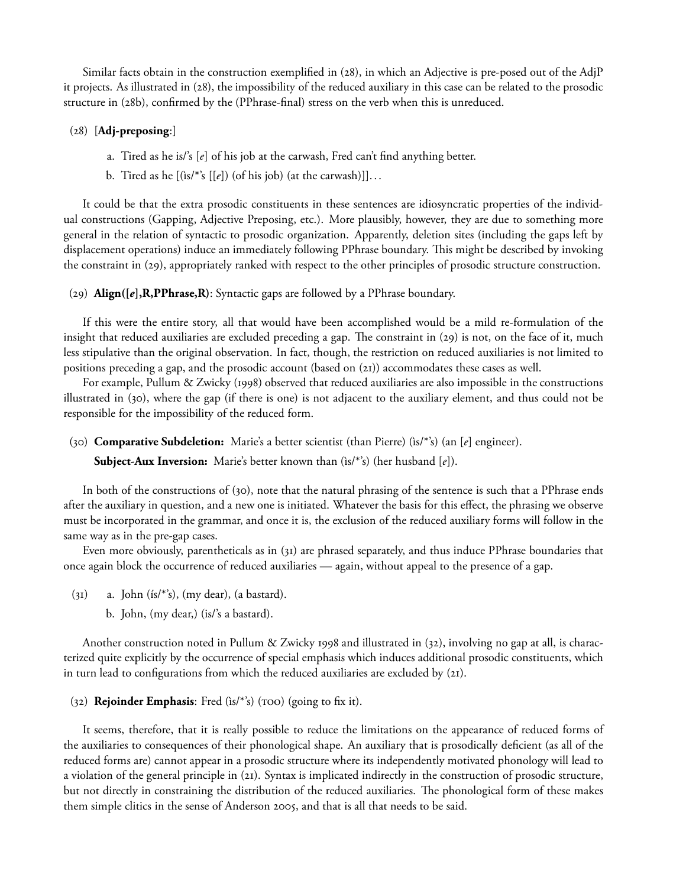Similar facts obtain in the construction exemplified in (28), in which an Adjective is pre-posed out of the AdjP it projects. As illustrated in (28), the impossibility of the reduced auxiliary in this case can be related to the prosodic structure in (28b), confirmed by the (PPhrase-final) stress on the verb when this is unreduced.

(28) [**Adj-preposing**:]

a. Tired as he is/'s [*e*] of his job at the carwash, Fred can't find anything better.

b. Tired as he [(ìs/*'s [[*e*]) (of his job) (at the carwash)]]...

It could be that the extra prosodic constituents in these sentences are idiosyncratic properties of the individual constructions (Gapping, Adjective Preposing, etc.). More plausibly, however, they are due to something more general in the relation of syntactic to prosodic organization. Apparently, deletion sites (including the gaps left by displacement operations) induce an immediately following PPhrase boundary. This might be described by invoking the constraint in (29), appropriately ranked with respect to the other principles of prosodic structure construction.

(29) **Align([*e*],R,PPhrase,R)**: Syntactic gaps are followed by a PPhrase boundary.

If this were the entire story, all that would have been accomplished would be a mild re-formulation of the insight that reduced auxiliaries are excluded preceding a gap. The constraint in (29) is not, on the face of it, much less stipulative than the original observation. In fact, though, the restriction on reduced auxiliaries is not limited to positions preceding a gap, and the prosodic account (based on (21)) accommodates these cases as well.

For example, Pullum & Zwicky (1998) observed that reduced auxiliaries are also impossible in the constructions illustrated in (30), where the gap (if there is one) is not adjacent to the auxiliary element, and thus could not be responsible for the impossibility of the reduced form.

(30) **Comparative Subdeletion:** Marie's a better scientist (than Pierre) (ìs/*'s) (an [*e*] engineer).

**Subject-Aux Inversion:** Marie's better known than (ìs/*'s) (her husband [*e*]).

In both of the constructions of (30), note that the natural phrasing of the sentence is such that a PPhrase ends after the auxiliary in question, and a new one is initiated. Whatever the basis for this effect, the phrasing we observe must be incorporated in the grammar, and once it is, the exclusion of the reduced auxiliary forms will follow in the same way as in the pre-gap cases.

Even more obviously, parentheticals as in (31) are phrased separately, and thus induce PPhrase boundaries that once again block the occurrence of reduced auxiliaries — again, without appeal to the presence of a gap.

(31) a. John (ís/*'s), (my dear), (a bastard).

b. John, (my dear,) (is/'s a bastard).

Another construction noted in Pullum & Zwicky 1998 and illustrated in (32), involving no gap at all, is characterized quite explicitly by the occurrence of special emphasis which induces additional prosodic constituents, which in turn lead to configurations from which the reduced auxiliaries are excluded by (21).

(32) **Rejoinder Emphasis**: Fred (ìs/*'s) (TOO) (going to fix it).

It seems, therefore, that it is really possible to reduce the limitations on the appearance of reduced forms of the auxiliaries to consequences of their phonological shape. An auxiliary that is prosodically deficient (as all of the reduced forms are) cannot appear in a prosodic structure where its independently motivated phonology will lead to a violation of the general principle in (21). Syntax is implicated indirectly in the construction of prosodic structure, but not directly in constraining the distribution of the reduced auxiliaries. The phonological form of these makes them simple clitics in the sense of Anderson 2005, and that is all that needs to be said.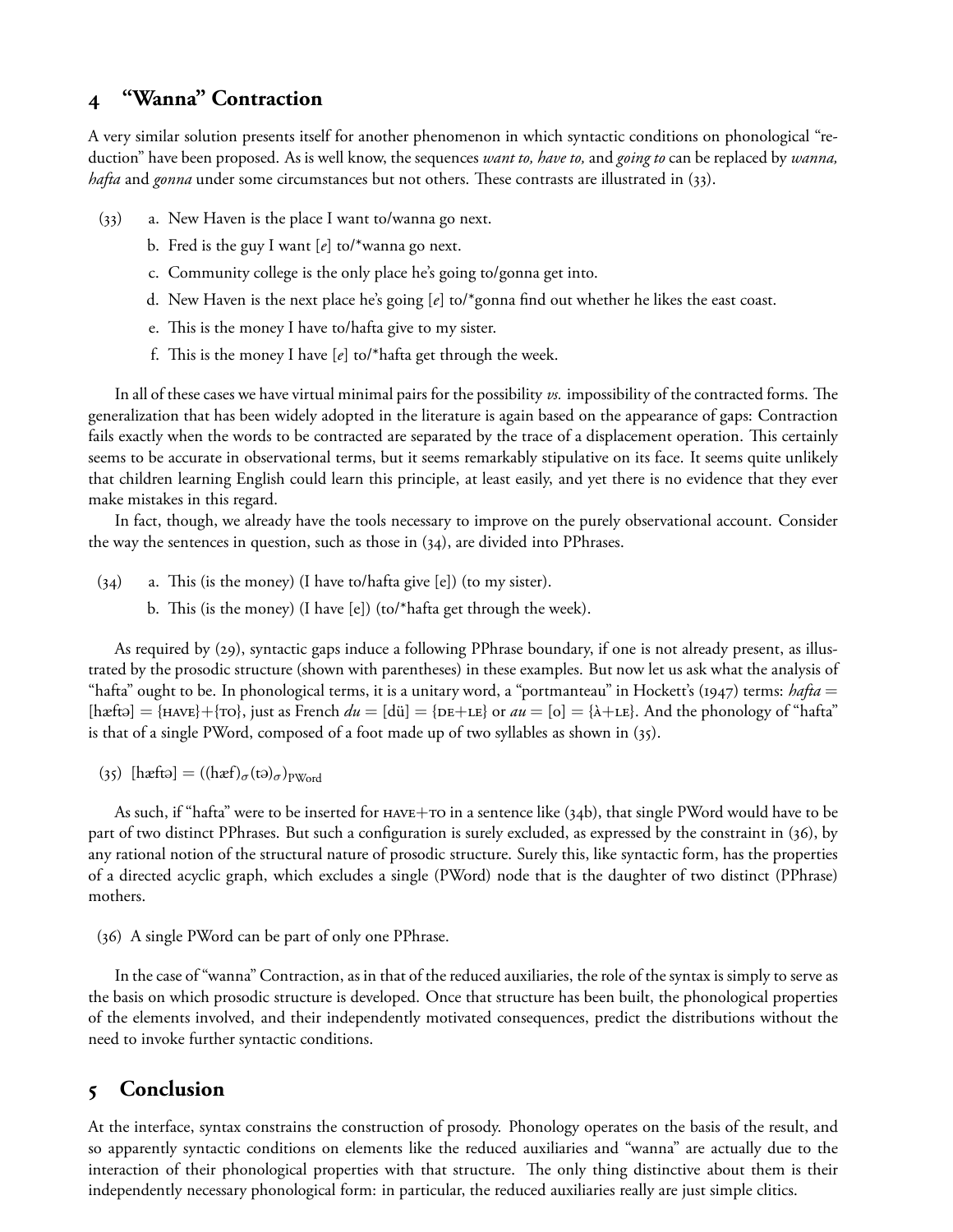## 4 "Wanna" Contraction

A very similar solution presents itself for another phenomenon in which syntactic conditions on phonological "reduction" have been proposed. As is well know, the sequences *want to, have to,* and *going to* can be replaced by *wanna, hafta* and *gonna* under some circumstances but not others. These contrasts are illustrated in (33).

(33) a. New Haven is the place I want to/wanna go next.

b. Fred is the guy I want [*e*] to/*wanna go next.

c. Community college is the only place he's going to/gonna get into.

d. New Haven is the next place he's going [*e*] to/*gonna find out whether he likes the east coast.

e. This is the money I have to/hafta give to my sister.

f. This is the money I have [*e*] to/*hafta get through the week.

In all of these cases we have virtual minimal pairs for the possibility *vs.* impossibility of the contracted forms. The generalization that has been widely adopted in the literature is again based on the appearance of gaps: Contraction fails exactly when the words to be contracted are separated by the trace of a displacement operation. This certainly seems to be accurate in observational terms, but it seems remarkably stipulative on its face. It seems quite unlikely that children learning English could learn this principle, at least easily, and yet there is no evidence that they ever make mistakes in this regard.

In fact, though, we already have the tools necessary to improve on the purely observational account. Consider the way the sentences in question, such as those in (34), are divided into PPhrases.

(34) a. This (is the money) (I have to/hafta give [e]) (to my sister).

b. This (is the money) (I have [e]) (to/*hafta get through the week).

As required by (29), syntactic gaps induce a following PPhrase boundary, if one is not already present, as illustrated by the prosodic structure (shown with parentheses) in these examples. But now let us ask what the analysis of "hafta" ought to be. In phonological terms, it is a unitary word, a "portmanteau" in Hockett's (1947) terms: *hafta* = [hæftə] = {HAVE}+{TO}, just as French *du* = [dü] = {DE+LE} or *au* = [o] = {À+LE}. And the phonology of "hafta" is that of a single PWord, composed of a foot made up of two syllables as shown in (35).

(35) [hæftə] = $((\text{hæf})_\sigma(\text{tə})_\sigma)_{\text{PWord}}$

As such, if "hafta" were to be inserted for HAVE+TO in a sentence like (34b), that single PWord would have to be part of two distinct PPhrases. But such a configuration is surely excluded, as expressed by the constraint in (36), by any rational notion of the structural nature of prosodic structure. Surely this, like syntactic form, has the properties of a directed acyclic graph, which excludes a single (PWord) node that is the daughter of two distinct (PPhrase) mothers.

(36) A single PWord can be part of only one PPhrase.

In the case of "wanna" Contraction, as in that of the reduced auxiliaries, the role of the syntax is simply to serve as the basis on which prosodic structure is developed. Once that structure has been built, the phonological properties of the elements involved, and their independently motivated consequences, predict the distributions without the need to invoke further syntactic conditions.

## 5 Conclusion

At the interface, syntax constrains the construction of prosody. Phonology operates on the basis of the result, and so apparently syntactic conditions on elements like the reduced auxiliaries and "wanna" are actually due to the interaction of their phonological properties with that structure. The only thing distinctive about them is their independently necessary phonological form: in particular, the reduced auxiliaries really are just simple clitics.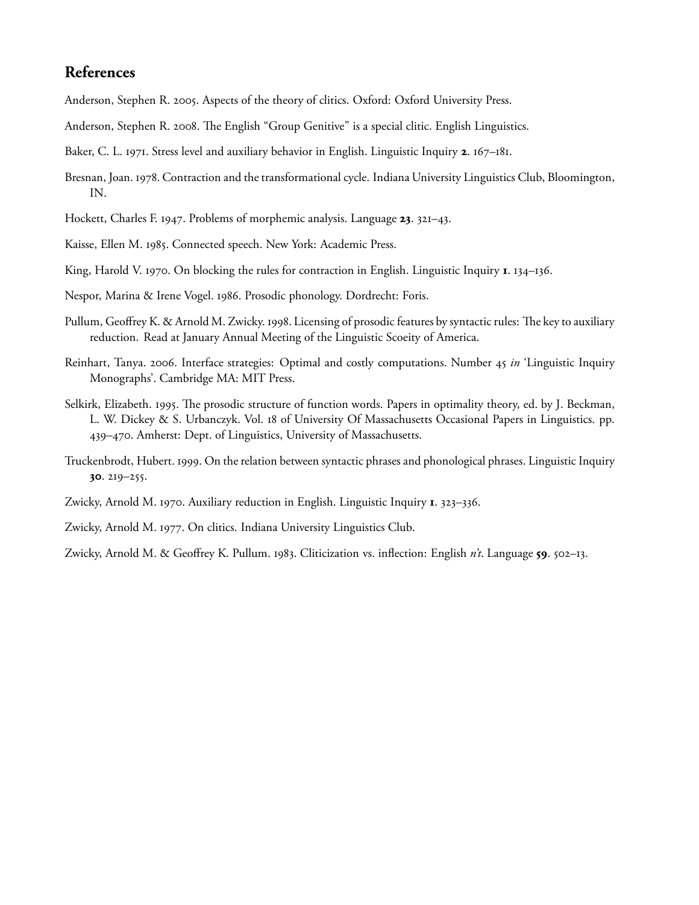## References

Anderson, Stephen R. 2005. Aspects of the theory of clitics. Oxford: Oxford University Press.

Anderson, Stephen R. 2008. The English "Group Genitive" is a special clitic. English Linguistics.

Baker, C. L. 1971. Stress level and auxiliary behavior in English. Linguistic Inquiry **2**. 167–181.

Bresnan, Joan. 1978. Contraction and the transformational cycle. Indiana University Linguistics Club, Bloomington, IN.

Hockett, Charles F. 1947. Problems of morphemic analysis. Language **23**. 321–43.

Kaisse, Ellen M. 1985. Connected speech. New York: Academic Press.

King, Harold V. 1970. On blocking the rules for contraction in English. Linguistic Inquiry **1**. 134–136.

Nespor, Marina & Irene Vogel. 1986. Prosodic phonology. Dordrecht: Foris.

Pullum, Geoffrey K. & Arnold M. Zwicky. 1998. Licensing of prosodic features by syntactic rules: The key to auxiliary reduction. Read at January Annual Meeting of the Linguistic Scoeity of America.

Reinhart, Tanya. 2006. Interface strategies: Optimal and costly computations. Number 45 *in* 'Linguistic Inquiry Monographs'. Cambridge MA: MIT Press.

Selkirk, Elizabeth. 1995. The prosodic structure of function words. Papers in optimality theory, ed. by J. Beckman, L. W. Dickey & S. Urbanczyk. Vol. 18 of University Of Massachusetts Occasional Papers in Linguistics. pp. 439–470. Amherst: Dept. of Linguistics, University of Massachusetts.

Truckenbrodt, Hubert. 1999. On the relation between syntactic phrases and phonological phrases. Linguistic Inquiry **30**. 219–255.

Zwicky, Arnold M. 1970. Auxiliary reduction in English. Linguistic Inquiry **1**. 323–336.

Zwicky, Arnold M. 1977. On clitics. Indiana University Linguistics Club.

Zwicky, Arnold M. & Geoffrey K. Pullum. 1983. Cliticization vs. inflection: English *n't*. Language **59**. 502–13.